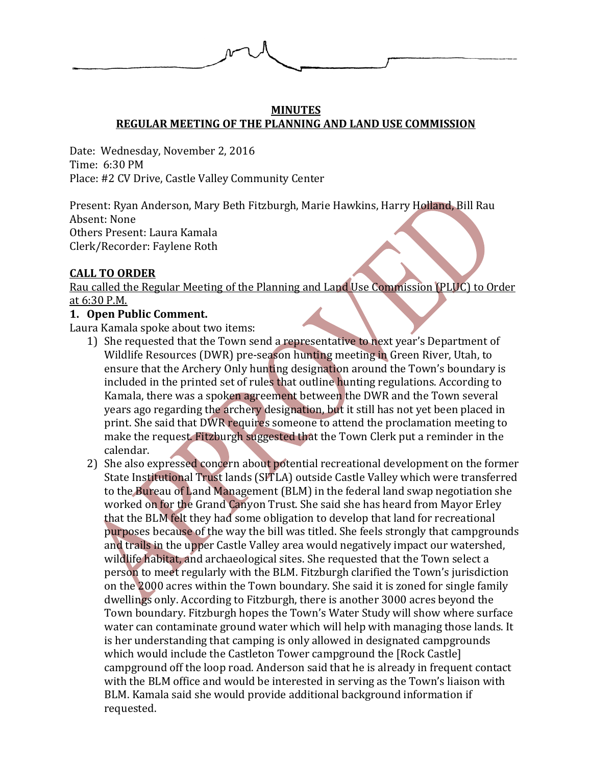**MINUTES**
**REGULAR MEETING OF THE PLANNING AND LAND USE COMMISSION**

Date: Wednesday, November 2, 2016
Time: 6:30 PM
Place: #2 CV Drive, Castle Valley Community Center

Present: Ryan Anderson, Mary Beth Fitzburgh, Marie Hawkins, Harry Holland, Bill Rau
Absent: None
Others Present: Laura Kamala
Clerk/Recorder: Faylene Roth

**CALL TO ORDER**

Rau called the Regular Meeting of the Planning and Land Use Commission (PLUC) to Order at 6:30 P.M.

**1. Open Public Comment.**

Laura Kamala spoke about two items:

1) She requested that the Town send a representative to next year's Department of Wildlife Resources (DWR) pre-season hunting meeting in Green River, Utah, to ensure that the Archery Only hunting designation around the Town's boundary is included in the printed set of rules that outline hunting regulations. According to Kamala, there was a spoken agreement between the DWR and the Town several years ago regarding the archery designation, but it still has not yet been placed in print. She said that DWR requires someone to attend the proclamation meeting to make the request. Fitzburgh suggested that the Town Clerk put a reminder in the calendar.
2) She also expressed concern about potential recreational development on the former State Institutional Trust lands (SITLA) outside Castle Valley which were transferred to the Bureau of Land Management (BLM) in the federal land swap negotiation she worked on for the Grand Canyon Trust. She said she has heard from Mayor Erley that the BLM felt they had some obligation to develop that land for recreational purposes because of the way the bill was titled. She feels strongly that campgrounds and trails in the upper Castle Valley area would negatively impact our watershed, wildlife habitat, and archaeological sites. She requested that the Town select a person to meet regularly with the BLM. Fitzburgh clarified the Town's jurisdiction on the 2000 acres within the Town boundary. She said it is zoned for single family dwellings only. According to Fitzburgh, there is another 3000 acres beyond the Town boundary. Fitzburgh hopes the Town's Water Study will show where surface water can contaminate ground water which will help with managing those lands. It is her understanding that camping is only allowed in designated campgrounds which would include the Castleton Tower campground the [Rock Castle] campground off the loop road. Anderson said that he is already in frequent contact with the BLM office and would be interested in serving as the Town's liaison with BLM. Kamala said she would provide additional background information if requested.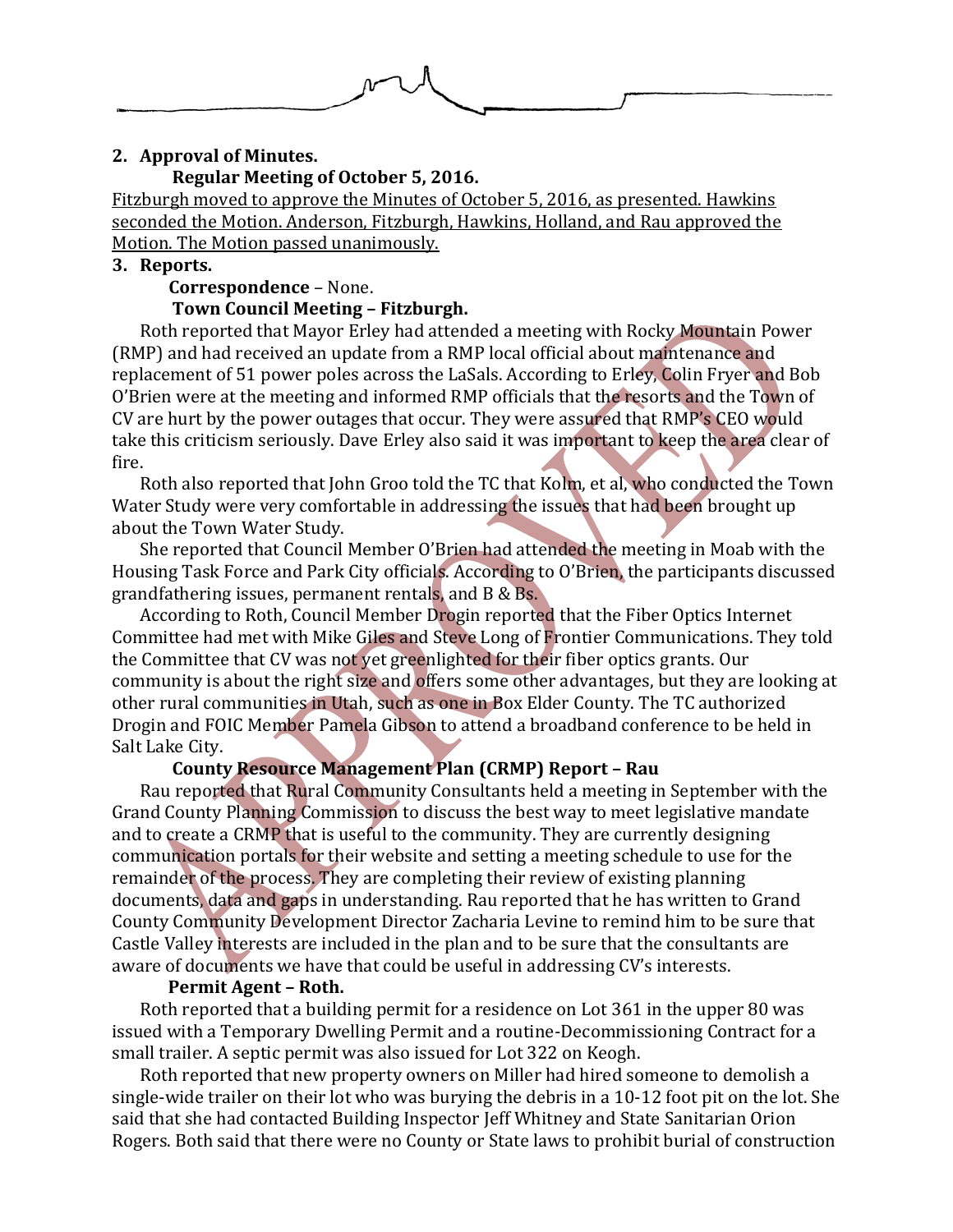**2. Approval of Minutes.**

**Regular Meeting of October 5, 2016.**

<u>Fitzburgh moved to approve the Minutes of October 5, 2016, as presented. Hawkins seconded the Motion. Anderson, Fitzburgh, Hawkins, Holland, and Rau approved the Motion. The Motion passed unanimously.</u>

**3. Reports.**

**Correspondence** – None.

**Town Council Meeting – Fitzburgh.**

Roth reported that Mayor Erley had attended a meeting with Rocky Mountain Power (RMP) and had received an update from a RMP local official about maintenance and replacement of 51 power poles across the LaSals. According to Erley, Colin Fryer and Bob O'Brien were at the meeting and informed RMP officials that the resorts and the Town of CV are hurt by the power outages that occur. They were assured that RMP's CEO would take this criticism seriously. Dave Erley also said it was important to keep the area clear of fire.

Roth also reported that John Groo told the TC that Kolm, et al, who conducted the Town Water Study were very comfortable in addressing the issues that had been brought up about the Town Water Study.

She reported that Council Member O'Brien had attended the meeting in Moab with the Housing Task Force and Park City officials. According to O'Brien, the participants discussed grandfathering issues, permanent rentals, and B & Bs.

According to Roth, Council Member Drogin reported that the Fiber Optics Internet Committee had met with Mike Giles and Steve Long of Frontier Communications. They told the Committee that CV was not yet greenlighted for their fiber optics grants. Our community is about the right size and offers some other advantages, but they are looking at other rural communities in Utah, such as one in Box Elder County. The TC authorized Drogin and FOIC Member Pamela Gibson to attend a broadband conference to be held in Salt Lake City.

**County Resource Management Plan (CRMP) Report – Rau**

Rau reported that Rural Community Consultants held a meeting in September with the Grand County Planning Commission to discuss the best way to meet legislative mandate and to create a CRMP that is useful to the community. They are currently designing communication portals for their website and setting a meeting schedule to use for the remainder of the process. They are completing their review of existing planning documents, data and gaps in understanding. Rau reported that he has written to Grand County Community Development Director Zacharia Levine to remind him to be sure that Castle Valley interests are included in the plan and to be sure that the consultants are aware of documents we have that could be useful in addressing CV's interests.

**Permit Agent – Roth.**

Roth reported that a building permit for a residence on Lot 361 in the upper 80 was issued with a Temporary Dwelling Permit and a routine-Decommissioning Contract for a small trailer. A septic permit was also issued for Lot 322 on Keogh.

Roth reported that new property owners on Miller had hired someone to demolish a single-wide trailer on their lot who was burying the debris in a 10-12 foot pit on the lot. She said that she had contacted Building Inspector Jeff Whitney and State Sanitarian Orion Rogers. Both said that there were no County or State laws to prohibit burial of construction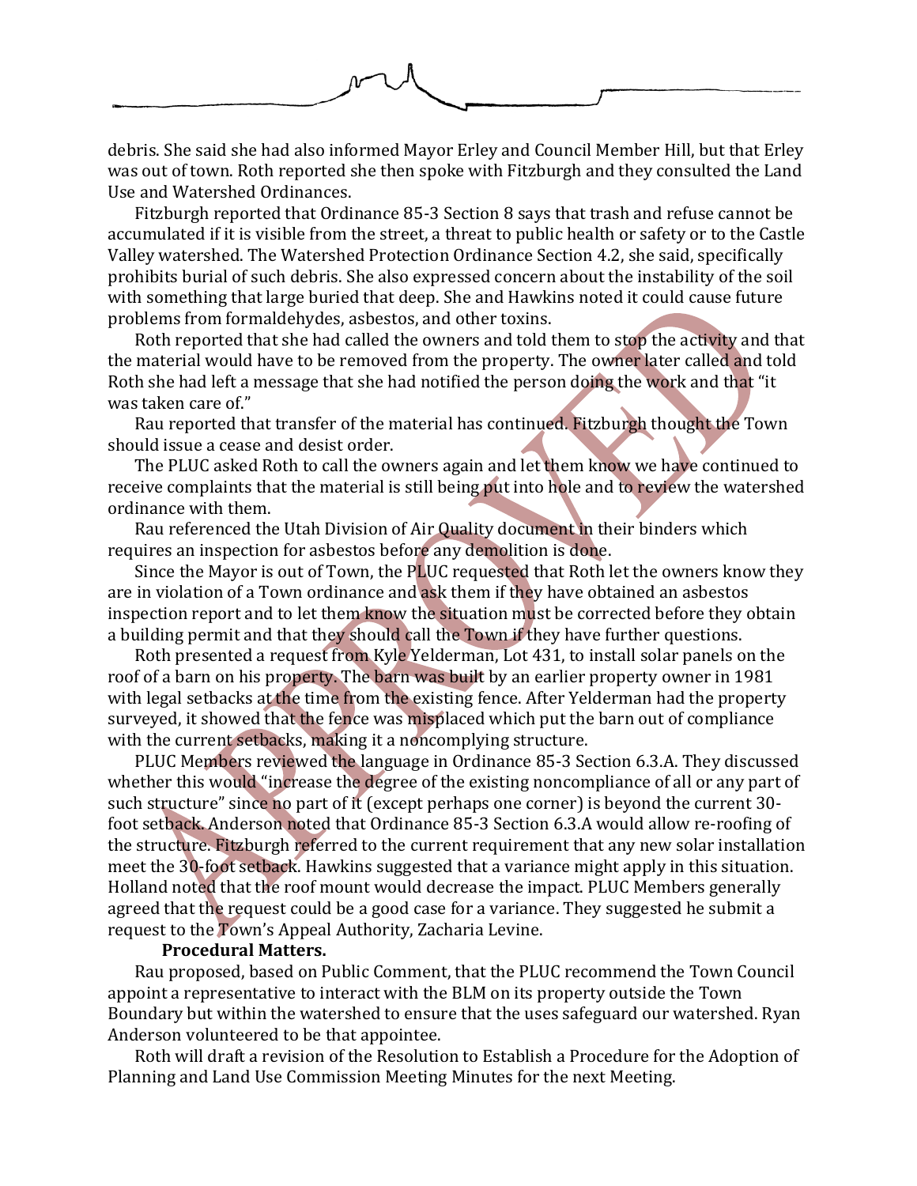debris. She said she had also informed Mayor Erley and Council Member Hill, but that Erley was out of town. Roth reported she then spoke with Fitzburgh and they consulted the Land Use and Watershed Ordinances.

Fitzburgh reported that Ordinance 85-3 Section 8 says that trash and refuse cannot be accumulated if it is visible from the street, a threat to public health or safety or to the Castle Valley watershed. The Watershed Protection Ordinance Section 4.2, she said, specifically prohibits burial of such debris. She also expressed concern about the instability of the soil with something that large buried that deep. She and Hawkins noted it could cause future problems from formaldehydes, asbestos, and other toxins.

Roth reported that she had called the owners and told them to stop the activity and that the material would have to be removed from the property. The owner later called and told Roth she had left a message that she had notified the person doing the work and that "it was taken care of."

Rau reported that transfer of the material has continued. Fitzburgh thought the Town should issue a cease and desist order.

The PLUC asked Roth to call the owners again and let them know we have continued to receive complaints that the material is still being put into hole and to review the watershed ordinance with them.

Rau referenced the Utah Division of Air Quality document in their binders which requires an inspection for asbestos before any demolition is done.

Since the Mayor is out of Town, the PLUC requested that Roth let the owners know they are in violation of a Town ordinance and ask them if they have obtained an asbestos inspection report and to let them know the situation must be corrected before they obtain a building permit and that they should call the Town if they have further questions.

Roth presented a request from Kyle Yelderman, Lot 431, to install solar panels on the roof of a barn on his property. The barn was built by an earlier property owner in 1981 with legal setbacks at the time from the existing fence. After Yelderman had the property surveyed, it showed that the fence was misplaced which put the barn out of compliance with the current setbacks, making it a noncomplying structure.

PLUC Members reviewed the language in Ordinance 85-3 Section 6.3.A. They discussed whether this would "increase the degree of the existing noncompliance of all or any part of such structure" since no part of it (except perhaps one corner) is beyond the current 30-foot setback. Anderson noted that Ordinance 85-3 Section 6.3.A would allow re-roofing of the structure. Fitzburgh referred to the current requirement that any new solar installation meet the 30-foot setback. Hawkins suggested that a variance might apply in this situation. Holland noted that the roof mount would decrease the impact. PLUC Members generally agreed that the request could be a good case for a variance. They suggested he submit a request to the Town's Appeal Authority, Zacharia Levine.

**Procedural Matters.**

Rau proposed, based on Public Comment, that the PLUC recommend the Town Council appoint a representative to interact with the BLM on its property outside the Town Boundary but within the watershed to ensure that the uses safeguard our watershed. Ryan Anderson volunteered to be that appointee.

Roth will draft a revision of the Resolution to Establish a Procedure for the Adoption of Planning and Land Use Commission Meeting Minutes for the next Meeting.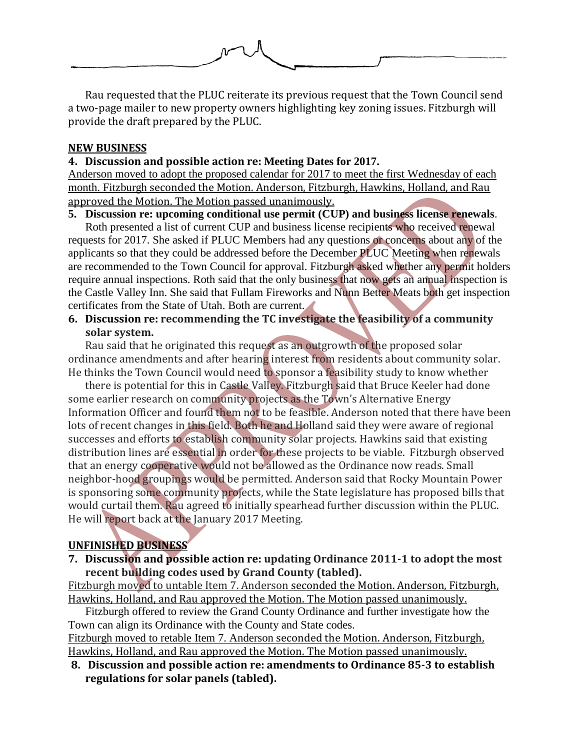Rau requested that the PLUC reiterate its previous request that the Town Council send a two-page mailer to new property owners highlighting key zoning issues. Fitzburgh will provide the draft prepared by the PLUC.

## NEW BUSINESS

**4. Discussion and possible action re: Meeting Dates for 2017.**

Anderson moved to adopt the proposed calendar for 2017 to meet the first Wednesday of each month. Fitzburgh seconded the Motion. Anderson, Fitzburgh, Hawkins, Holland, and Rau approved the Motion. The Motion passed unanimously.

**5. Discussion re: upcoming conditional use permit (CUP) and business license renewals.**

Roth presented a list of current CUP and business license recipients who received renewal requests for 2017. She asked if PLUC Members had any questions or concerns about any of the applicants so that they could be addressed before the December PLUC Meeting when renewals are recommended to the Town Council for approval. Fitzburgh asked whether any permit holders require annual inspections. Roth said that the only business that now gets an annual inspection is the Castle Valley Inn. She said that Fullam Fireworks and Nunn Better Meats both get inspection certificates from the State of Utah. Both are current.

**6. Discussion re: recommending the TC investigate the feasibility of a community solar system.**

Rau said that he originated this request as an outgrowth of the proposed solar ordinance amendments and after hearing interest from residents about community solar. He thinks the Town Council would need to sponsor a feasibility study to know whether there is potential for this in Castle Valley. Fitzburgh said that Bruce Keeler had done some earlier research on community projects as the Town's Alternative Energy Information Officer and found them not to be feasible. Anderson noted that there have been lots of recent changes in this field. Both he and Holland said they were aware of regional successes and efforts to establish community solar projects. Hawkins said that existing distribution lines are essential in order for these projects to be viable. Fitzburgh observed that an energy cooperative would not be allowed as the Ordinance now reads. Small neighbor-hood groupings would be permitted. Anderson said that Rocky Mountain Power is sponsoring some community projects, while the State legislature has proposed bills that would curtail them. Rau agreed to initially spearhead further discussion within the PLUC. He will report back at the January 2017 Meeting.

## UNFINISHED BUSINESS

**7. Discussion and possible action re: updating Ordinance 2011-1 to adopt the most recent building codes used by Grand County (tabled).**

Fitzburgh moved to untable Item 7. Anderson seconded the Motion. Anderson, Fitzburgh, Hawkins, Holland, and Rau approved the Motion. The Motion passed unanimously.

Fitzburgh offered to review the Grand County Ordinance and further investigate how the Town can align its Ordinance with the County and State codes.

Fitzburgh moved to retable Item 7. Anderson seconded the Motion. Anderson, Fitzburgh, Hawkins, Holland, and Rau approved the Motion. The Motion passed unanimously.

**8. Discussion and possible action re: amendments to Ordinance 85-3 to establish regulations for solar panels (tabled).**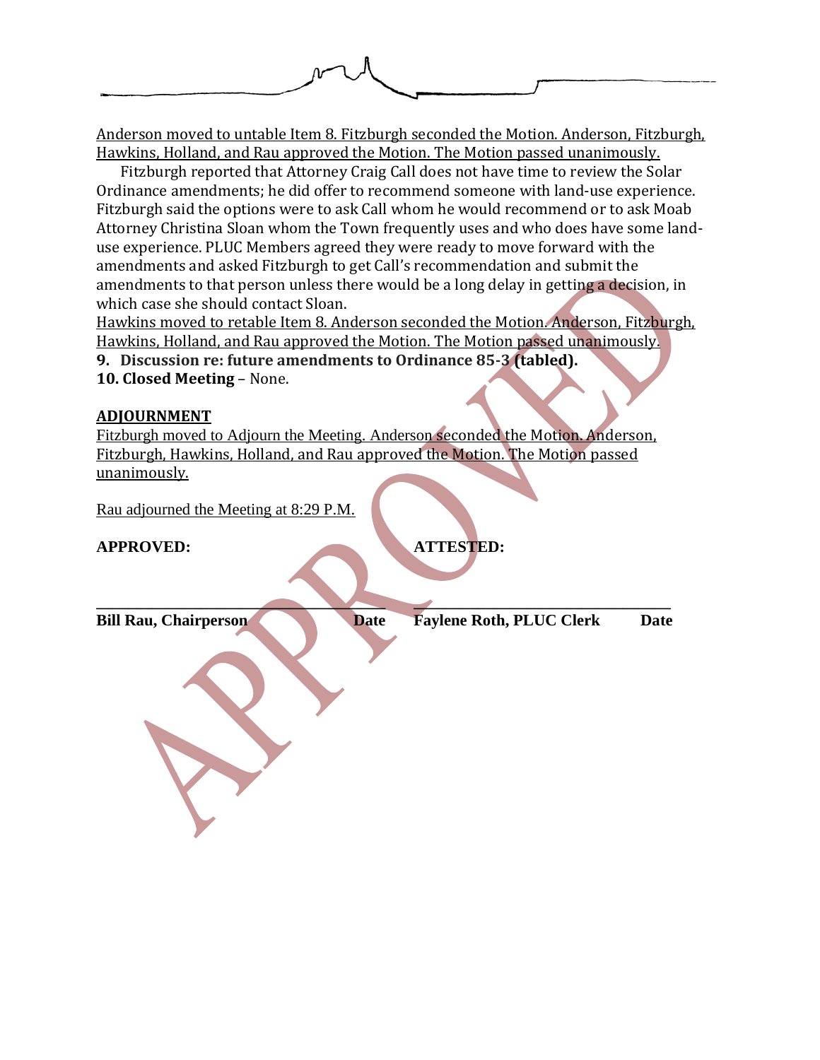Anderson moved to untable Item 8. Fitzburgh seconded the Motion. Anderson, Fitzburgh, Hawkins, Holland, and Rau approved the Motion. The Motion passed unanimously.

Fitzburgh reported that Attorney Craig Call does not have time to review the Solar Ordinance amendments; he did offer to recommend someone with land-use experience. Fitzburgh said the options were to ask Call whom he would recommend or to ask Moab Attorney Christina Sloan whom the Town frequently uses and who does have some land-use experience. PLUC Members agreed they were ready to move forward with the amendments and asked Fitzburgh to get Call's recommendation and submit the amendments to that person unless there would be a long delay in getting a decision, in which case she should contact Sloan.

Hawkins moved to retable Item 8. Anderson seconded the Motion. Anderson, Fitzburgh, Hawkins, Holland, and Rau approved the Motion. The Motion passed unanimously.

**9. Discussion re: future amendments to Ordinance 85-3 (tabled).**

**10. Closed Meeting** – None.

**ADJOURNMENT**

Fitzburgh moved to Adjourn the Meeting. Anderson seconded the Motion. Anderson, Fitzburgh, Hawkins, Holland, and Rau approved the Motion. The Motion passed unanimously.

Rau adjourned the Meeting at 8:29 P.M.

**APPROVED:** **ATTESTED:**

**Bill Rau, Chairperson** **Date** **Faylene Roth, PLUC Clerk** **Date**

APPROVED